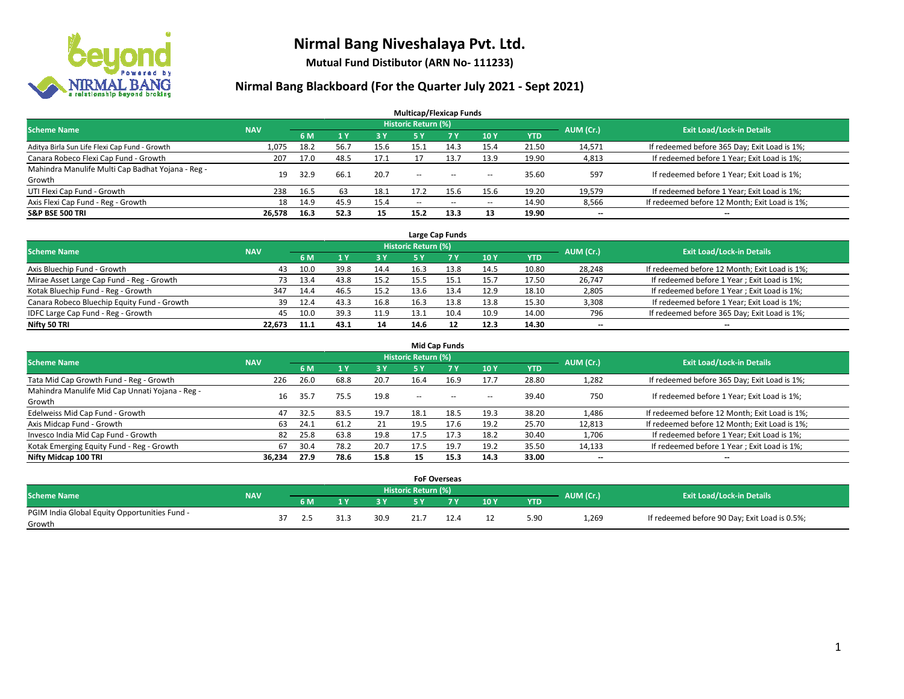# Nirmal Bang Niveshalaya Pvt. Ltd.

**Mutual Fund Distibutor (ARN No- 111233)**

## Nirmal Bang Blackboard (For the Quarter July 2021 - Sept 2021)

### Multicap/Flexicap Funds

| Scheme Name | NAV | Historic Return (%) | | | | | | | AUM (Cr.) | Exit Load/Lock-in Details |
|---|---|---|---|---|---|---|---|---|---|---|
| | | 6 M | 1 Y | 3 Y | 5 Y | 7 Y | 10 Y | YTD | | |
| Aditya Birla Sun Life Flexi Cap Fund - Growth | 1,075 | 18.2 | 56.7 | 15.6 | 15.1 | 14.3 | 15.4 | 21.50 | 14,571 | If redeemed before 365 Day; Exit Load is 1%; |
| Canara Robeco Flexi Cap Fund - Growth | 207 | 17.0 | 48.5 | 17.1 | 17 | 13.7 | 13.9 | 19.90 | 4,813 | If redeemed before 1 Year; Exit Load is 1%; |
| Mahindra Manulife Multi Cap Badhat Yojana - Reg - Growth | 19 | 32.9 | 66.1 | 20.7 | -- | -- | -- | 35.60 | 597 | If redeemed before 1 Year; Exit Load is 1%; |
| UTI Flexi Cap Fund - Growth | 238 | 16.5 | 63 | 18.1 | 17.2 | 15.6 | 15.6 | 19.20 | 19,579 | If redeemed before 1 Year; Exit Load is 1%; |
| Axis Flexi Cap Fund - Reg - Growth | 18 | 14.9 | 45.9 | 15.4 | -- | -- | -- | 14.90 | 8,566 | If redeemed before 12 Month; Exit Load is 1%; |
| **S&P BSE 500 TRI** | **26,578** | **16.3** | **52.3** | **15** | **15.2** | **13.3** | **13** | **19.90** | **--** | **--** |

### Large Cap Funds

| Scheme Name | NAV | Historic Return (%) | | | | | | | AUM (Cr.) | Exit Load/Lock-in Details |
|---|---|---|---|---|---|---|---|---|---|---|
| | | 6 M | 1 Y | 3 Y | 5 Y | 7 Y | 10 Y | YTD | | |
| Axis Bluechip Fund - Growth | 43 | 10.0 | 39.8 | 14.4 | 16.3 | 13.8 | 14.5 | 10.80 | 28,248 | If redeemed before 12 Month; Exit Load is 1%; |
| Mirae Asset Large Cap Fund - Reg - Growth | 73 | 13.4 | 43.8 | 15.2 | 15.5 | 15.1 | 15.7 | 17.50 | 26,747 | If redeemed before 1 Year ; Exit Load is 1%; |
| Kotak Bluechip Fund - Reg - Growth | 347 | 14.4 | 46.5 | 15.2 | 13.6 | 13.4 | 12.9 | 18.10 | 2,805 | If redeemed before 1 Year ; Exit Load is 1%; |
| Canara Robeco Bluechip Equity Fund - Growth | 39 | 12.4 | 43.3 | 16.8 | 16.3 | 13.8 | 13.8 | 15.30 | 3,308 | If redeemed before 1 Year; Exit Load is 1%; |
| IDFC Large Cap Fund - Reg - Growth | 45 | 10.0 | 39.3 | 11.9 | 13.1 | 10.4 | 10.9 | 14.00 | 796 | If redeemed before 365 Day; Exit Load is 1%; |
| **Nifty 50 TRI** | **22,673** | **11.1** | **43.1** | **14** | **14.6** | **12** | **12.3** | **14.30** | **--** | **--** |

### Mid Cap Funds

| Scheme Name | NAV | Historic Return (%) | | | | | | | AUM (Cr.) | Exit Load/Lock-in Details |
|---|---|---|---|---|---|---|---|---|---|---|
| | | 6 M | 1 Y | 3 Y | 5 Y | 7 Y | 10 Y | YTD | | |
| Tata Mid Cap Growth Fund - Reg - Growth | 226 | 26.0 | 68.8 | 20.7 | 16.4 | 16.9 | 17.7 | 28.80 | 1,282 | If redeemed before 365 Day; Exit Load is 1%; |
| Mahindra Manulife Mid Cap Unnati Yojana - Reg - Growth | 16 | 35.7 | 75.5 | 19.8 | -- | -- | -- | 39.40 | 750 | If redeemed before 1 Year; Exit Load is 1%; |
| Edelweiss Mid Cap Fund - Growth | 47 | 32.5 | 83.5 | 19.7 | 18.1 | 18.5 | 19.3 | 38.20 | 1,486 | If redeemed before 12 Month; Exit Load is 1%; |
| Axis Midcap Fund - Growth | 63 | 24.1 | 61.2 | 21 | 19.5 | 17.6 | 19.2 | 25.70 | 12,813 | If redeemed before 12 Month; Exit Load is 1%; |
| Invesco India Mid Cap Fund - Growth | 82 | 25.8 | 63.8 | 19.8 | 17.5 | 17.3 | 18.2 | 30.40 | 1,706 | If redeemed before 1 Year; Exit Load is 1%; |
| Kotak Emerging Equity Fund - Reg - Growth | 67 | 30.4 | 78.2 | 20.7 | 17.5 | 19.7 | 19.2 | 35.50 | 14,133 | If redeemed before 1 Year ; Exit Load is 1%; |
| **Nifty Midcap 100 TRI** | **36,234** | **27.9** | **78.6** | **15.8** | **15** | **15.3** | **14.3** | **33.00** | **--** | **--** |

### FoF Overseas

| Scheme Name | NAV | Historic Return (%) | | | | | | | AUM (Cr.) | Exit Load/Lock-in Details |
|---|---|---|---|---|---|---|---|---|---|---|
| | | 6 M | 1 Y | 3 Y | 5 Y | 7 Y | 10 Y | YTD | | |
| PGIM India Global Equity Opportunities Fund - Growth | 37 | 2.5 | 31.3 | 30.9 | 21.7 | 12.4 | 12 | 5.90 | 1,269 | If redeemed before 90 Day; Exit Load is 0.5%; |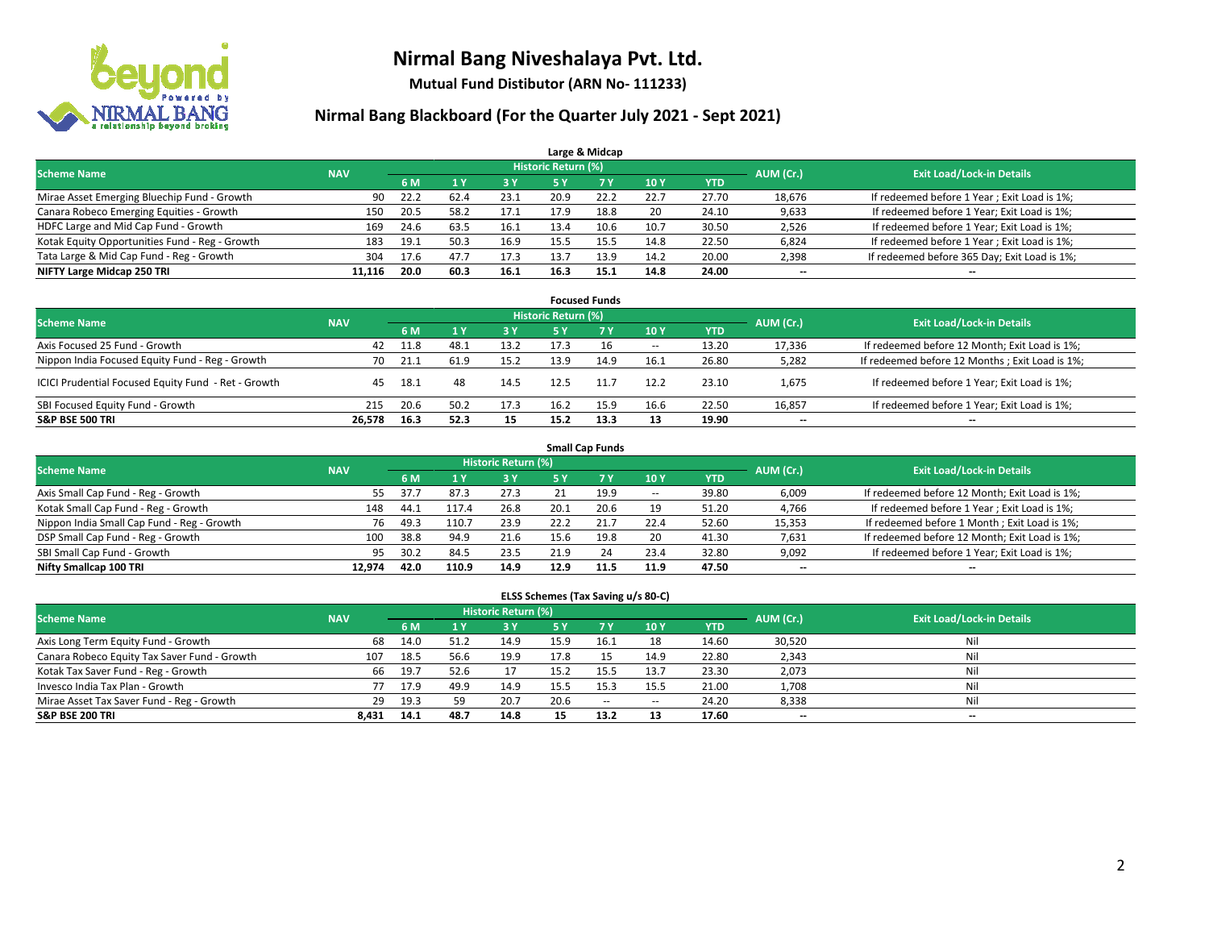# Nirmal Bang Niveshalaya Pvt. Ltd.

**Mutual Fund Distibutor (ARN No- 111233)**

## Nirmal Bang Blackboard (For the Quarter July 2021 - Sept 2021)

### Large & Midcap

| Scheme Name | NAV | Historic Return (%) | | | | | | | AUM (Cr.) | Exit Load/Lock-in Details |
|---|---|---|---|---|---|---|---|---|---|---|
| | | 6 M | 1 Y | 3 Y | 5 Y | 7 Y | 10 Y | YTD | | |
| Mirae Asset Emerging Bluechip Fund - Growth | 90 | 22.2 | 62.4 | 23.1 | 20.9 | 22.2 | 22.7 | 27.70 | 18,676 | If redeemed before 1 Year ; Exit Load is 1%; |
| Canara Robeco Emerging Equities - Growth | 150 | 20.5 | 58.2 | 17.1 | 17.9 | 18.8 | 20 | 24.10 | 9,633 | If redeemed before 1 Year; Exit Load is 1%; |
| HDFC Large and Mid Cap Fund - Growth | 169 | 24.6 | 63.5 | 16.1 | 13.4 | 10.6 | 10.7 | 30.50 | 2,526 | If redeemed before 1 Year; Exit Load is 1%; |
| Kotak Equity Opportunities Fund - Reg - Growth | 183 | 19.1 | 50.3 | 16.9 | 15.5 | 15.5 | 14.8 | 22.50 | 6,824 | If redeemed before 1 Year ; Exit Load is 1%; |
| Tata Large & Mid Cap Fund - Reg - Growth | 304 | 17.6 | 47.7 | 17.3 | 13.7 | 13.9 | 14.2 | 20.00 | 2,398 | If redeemed before 365 Day; Exit Load is 1%; |
| **NIFTY Large Midcap 250 TRI** | **11,116** | **20.0** | **60.3** | **16.1** | **16.3** | **15.1** | **14.8** | **24.00** | **--** | **--** |

### Focused Funds

| Scheme Name | NAV | Historic Return (%) | | | | | | | AUM (Cr.) | Exit Load/Lock-in Details |
|---|---|---|---|---|---|---|---|---|---|---|
| | | 6 M | 1 Y | 3 Y | 5 Y | 7 Y | 10 Y | YTD | | |
| Axis Focused 25 Fund - Growth | 42 | 11.8 | 48.1 | 13.2 | 17.3 | 16 | -- | 13.20 | 17,336 | If redeemed before 12 Month; Exit Load is 1%; |
| Nippon India Focused Equity Fund - Reg - Growth | 70 | 21.1 | 61.9 | 15.2 | 13.9 | 14.9 | 16.1 | 26.80 | 5,282 | If redeemed before 12 Months ; Exit Load is 1%; |
| ICICI Prudential Focused Equity Fund - Ret - Growth | 45 | 18.1 | 48 | 14.5 | 12.5 | 11.7 | 12.2 | 23.10 | 1,675 | If redeemed before 1 Year; Exit Load is 1%; |
| SBI Focused Equity Fund - Growth | 215 | 20.6 | 50.2 | 17.3 | 16.2 | 15.9 | 16.6 | 22.50 | 16,857 | If redeemed before 1 Year; Exit Load is 1%; |
| **S&P BSE 500 TRI** | **26,578** | **16.3** | **52.3** | **15** | **15.2** | **13.3** | **13** | **19.90** | **--** | **--** |

### Small Cap Funds

| Scheme Name | NAV | Historic Return (%) | | | | | | | AUM (Cr.) | Exit Load/Lock-in Details |
|---|---|---|---|---|---|---|---|---|---|---|
| | | 6 M | 1 Y | 3 Y | 5 Y | 7 Y | 10 Y | YTD | | |
| Axis Small Cap Fund - Reg - Growth | 55 | 37.7 | 87.3 | 27.3 | 21 | 19.9 | -- | 39.80 | 6,009 | If redeemed before 12 Month; Exit Load is 1%; |
| Kotak Small Cap Fund - Reg - Growth | 148 | 44.1 | 117.4 | 26.8 | 20.1 | 20.6 | 19 | 51.20 | 4,766 | If redeemed before 1 Year ; Exit Load is 1%; |
| Nippon India Small Cap Fund - Reg - Growth | 76 | 49.3 | 110.7 | 23.9 | 22.2 | 21.7 | 22.4 | 52.60 | 15,353 | If redeemed before 1 Month ; Exit Load is 1%; |
| DSP Small Cap Fund - Reg - Growth | 100 | 38.8 | 94.9 | 21.6 | 15.6 | 19.8 | 20 | 41.30 | 7,631 | If redeemed before 12 Month; Exit Load is 1%; |
| SBI Small Cap Fund - Growth | 95 | 30.2 | 84.5 | 23.5 | 21.9 | 24 | 23.4 | 32.80 | 9,092 | If redeemed before 1 Year; Exit Load is 1%; |
| **Nifty Smallcap 100 TRI** | **12,974** | **42.0** | **110.9** | **14.9** | **12.9** | **11.5** | **11.9** | **47.50** | **--** | **--** |

### ELSS Schemes (Tax Saving u/s 80-C)

| Scheme Name | NAV | Historic Return (%) | | | | | | | AUM (Cr.) | Exit Load/Lock-in Details |
|---|---|---|---|---|---|---|---|---|---|---|
| | | 6 M | 1 Y | 3 Y | 5 Y | 7 Y | 10 Y | YTD | | |
| Axis Long Term Equity Fund - Growth | 68 | 14.0 | 51.2 | 14.9 | 15.9 | 16.1 | 18 | 14.60 | 30,520 | Nil |
| Canara Robeco Equity Tax Saver Fund - Growth | 107 | 18.5 | 56.6 | 19.9 | 17.8 | 15 | 14.9 | 22.80 | 2,343 | Nil |
| Kotak Tax Saver Fund - Reg - Growth | 66 | 19.7 | 52.6 | 17 | 15.2 | 15.5 | 13.7 | 23.30 | 2,073 | Nil |
| Invesco India Tax Plan - Growth | 77 | 17.9 | 49.9 | 14.9 | 15.5 | 15.3 | 15.5 | 21.00 | 1,708 | Nil |
| Mirae Asset Tax Saver Fund - Reg - Growth | 29 | 19.3 | 59 | 20.7 | 20.6 | -- | -- | 24.20 | 8,338 | Nil |
| **S&P BSE 200 TRI** | **8,431** | **14.1** | **48.7** | **14.8** | **15** | **13.2** | **13** | **17.60** | **--** | **--** |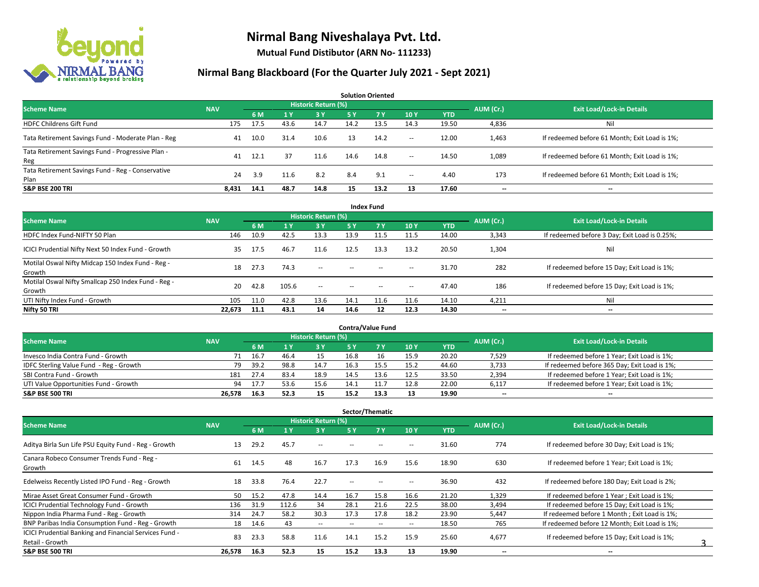# Nirmal Bang Niveshalaya Pvt. Ltd.

**Mutual Fund Distibutor (ARN No- 111233)**

## Nirmal Bang Blackboard (For the Quarter July 2021 - Sept 2021)

### Solution Oriented

| Scheme Name | NAV | Historic Return (%) | | | | | | | AUM (Cr.) | Exit Load/Lock-in Details |
|---|---|---|---|---|---|---|---|---|---|---|
| | | 6 M | 1 Y | 3 Y | 5 Y | 7 Y | 10 Y | YTD | | |
| HDFC Childrens Gift Fund | 175 | 17.5 | 43.6 | 14.7 | 14.2 | 13.5 | 14.3 | 19.50 | 4,836 | Nil |
| Tata Retirement Savings Fund - Moderate Plan - Reg | 41 | 10.0 | 31.4 | 10.6 | 13 | 14.2 | -- | 12.00 | 1,463 | If redeemed before 61 Month; Exit Load is 1%; |
| Tata Retirement Savings Fund - Progressive Plan - Reg | 41 | 12.1 | 37 | 11.6 | 14.6 | 14.8 | -- | 14.50 | 1,089 | If redeemed before 61 Month; Exit Load is 1%; |
| Tata Retirement Savings Fund - Reg - Conservative Plan | 24 | 3.9 | 11.6 | 8.2 | 8.4 | 9.1 | -- | 4.40 | 173 | If redeemed before 61 Month; Exit Load is 1%; |
| **S&P BSE 200 TRI** | **8,431** | **14.1** | **48.7** | **14.8** | **15** | **13.2** | **13** | **17.60** | **--** | **--** |

### Index Fund

| Scheme Name | NAV | Historic Return (%) | | | | | | | AUM (Cr.) | Exit Load/Lock-in Details |
|---|---|---|---|---|---|---|---|---|---|---|
| | | 6 M | 1 Y | 3 Y | 5 Y | 7 Y | 10 Y | YTD | | |
| HDFC Index Fund-NIFTY 50 Plan | 146 | 10.9 | 42.5 | 13.3 | 13.9 | 11.5 | 11.5 | 14.00 | 3,343 | If redeemed before 3 Day; Exit Load is 0.25%; |
| ICICI Prudential Nifty Next 50 Index Fund - Growth | 35 | 17.5 | 46.7 | 11.6 | 12.5 | 13.3 | 13.2 | 20.50 | 1,304 | Nil |
| Motilal Oswal Nifty Midcap 150 Index Fund - Reg - Growth | 18 | 27.3 | 74.3 | -- | -- | -- | -- | 31.70 | 282 | If redeemed before 15 Day; Exit Load is 1%; |
| Motilal Oswal Nifty Smallcap 250 Index Fund - Reg - Growth | 20 | 42.8 | 105.6 | -- | -- | -- | -- | 47.40 | 186 | If redeemed before 15 Day; Exit Load is 1%; |
| UTI Nifty Index Fund - Growth | 105 | 11.0 | 42.8 | 13.6 | 14.1 | 11.6 | 11.6 | 14.10 | 4,211 | Nil |
| **Nifty 50 TRI** | **22,673** | **11.1** | **43.1** | **14** | **14.6** | **12** | **12.3** | **14.30** | **--** | **--** |

### Contra/Value Fund

| Scheme Name | NAV | Historic Return (%) | | | | | | | AUM (Cr.) | Exit Load/Lock-in Details |
|---|---|---|---|---|---|---|---|---|---|---|
| | | 6 M | 1 Y | 3 Y | 5 Y | 7 Y | 10 Y | YTD | | |
| Invesco India Contra Fund - Growth | 71 | 16.7 | 46.4 | 15 | 16.8 | 16 | 15.9 | 20.20 | 7,529 | If redeemed before 1 Year; Exit Load is 1%; |
| IDFC Sterling Value Fund - Reg - Growth | 79 | 39.2 | 98.8 | 14.7 | 16.3 | 15.5 | 15.2 | 44.60 | 3,733 | If redeemed before 365 Day; Exit Load is 1%; |
| SBI Contra Fund - Growth | 181 | 27.4 | 83.4 | 18.9 | 14.5 | 13.6 | 12.5 | 33.50 | 2,394 | If redeemed before 1 Year; Exit Load is 1%; |
| UTI Value Opportunities Fund - Growth | 94 | 17.7 | 53.6 | 15.6 | 14.1 | 11.7 | 12.8 | 22.00 | 6,117 | If redeemed before 1 Year; Exit Load is 1%; |
| **S&P BSE 500 TRI** | **26,578** | **16.3** | **52.3** | **15** | **15.2** | **13.3** | **13** | **19.90** | **--** | **--** |

### Sector/Thematic

| Scheme Name | NAV | Historic Return (%) | | | | | | | AUM (Cr.) | Exit Load/Lock-in Details |
|---|---|---|---|---|---|---|---|---|---|---|
| | | 6 M | 1 Y | 3 Y | 5 Y | 7 Y | 10 Y | YTD | | |
| Aditya Birla Sun Life PSU Equity Fund - Reg - Growth | 13 | 29.2 | 45.7 | -- | -- | -- | -- | 31.60 | 774 | If redeemed before 30 Day; Exit Load is 1%; |
| Canara Robeco Consumer Trends Fund - Reg - Growth | 61 | 14.5 | 48 | 16.7 | 17.3 | 16.9 | 15.6 | 18.90 | 630 | If redeemed before 1 Year; Exit Load is 1%; |
| Edelweiss Recently Listed IPO Fund - Reg - Growth | 18 | 33.8 | 76.4 | 22.7 | -- | -- | -- | 36.90 | 432 | If redeemed before 180 Day; Exit Load is 2%; |
| Mirae Asset Great Consumer Fund - Growth | 50 | 15.2 | 47.8 | 14.4 | 16.7 | 15.8 | 16.6 | 21.20 | 1,329 | If redeemed before 1 Year ; Exit Load is 1%; |
| ICICI Prudential Technology Fund - Growth | 136 | 31.9 | 112.6 | 34 | 28.1 | 21.6 | 22.5 | 38.00 | 3,494 | If redeemed before 15 Day; Exit Load is 1%; |
| Nippon India Pharma Fund - Reg - Growth | 314 | 24.7 | 58.2 | 30.3 | 17.3 | 17.8 | 18.2 | 23.90 | 5,447 | If redeemed before 1 Month ; Exit Load is 1%; |
| BNP Paribas India Consumption Fund - Reg - Growth | 18 | 14.6 | 43 | -- | -- | -- | -- | 18.50 | 765 | If redeemed before 12 Month; Exit Load is 1%; |
| ICICI Prudential Banking and Financial Services Fund - Retail - Growth | 83 | 23.3 | 58.8 | 11.6 | 14.1 | 15.2 | 15.9 | 25.60 | 4,677 | If redeemed before 15 Day; Exit Load is 1%; |
| **S&P BSE 500 TRI** | **26,578** | **16.3** | **52.3** | **15** | **15.2** | **13.3** | **13** | **19.90** | **--** | **--** |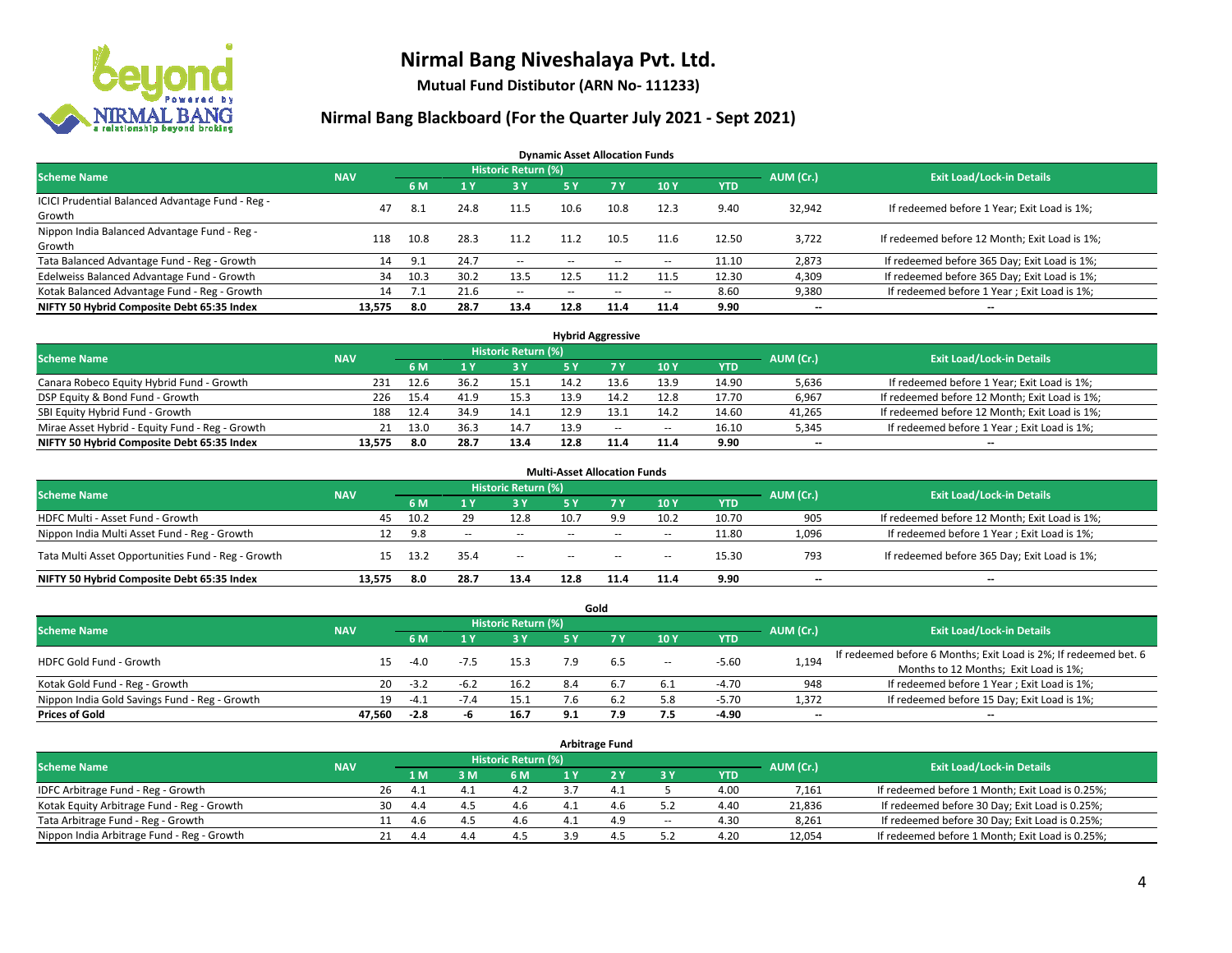# Nirmal Bang Niveshalaya Pvt. Ltd.

**Mutual Fund Distibutor (ARN No- 111233)**

## Nirmal Bang Blackboard (For the Quarter July 2021 - Sept 2021)

### Dynamic Asset Allocation Funds

| Scheme Name | NAV | Historic Return (%) | | | | | | | AUM (Cr.) | Exit Load/Lock-in Details |
|---|---|---|---|---|---|---|---|---|---|---|
| | | 6 M | 1 Y | 3 Y | 5 Y | 7 Y | 10 Y | YTD | | |
| ICICI Prudential Balanced Advantage Fund - Reg - Growth | 47 | 8.1 | 24.8 | 11.5 | 10.6 | 10.8 | 12.3 | 9.40 | 32,942 | If redeemed before 1 Year; Exit Load is 1%; |
| Nippon India Balanced Advantage Fund - Reg - Growth | 118 | 10.8 | 28.3 | 11.2 | 11.2 | 10.5 | 11.6 | 12.50 | 3,722 | If redeemed before 12 Month; Exit Load is 1%; |
| Tata Balanced Advantage Fund - Reg - Growth | 14 | 9.1 | 24.7 | -- | -- | -- | -- | 11.10 | 2,873 | If redeemed before 365 Day; Exit Load is 1%; |
| Edelweiss Balanced Advantage Fund - Growth | 34 | 10.3 | 30.2 | 13.5 | 12.5 | 11.2 | 11.5 | 12.30 | 4,309 | If redeemed before 365 Day; Exit Load is 1%; |
| Kotak Balanced Advantage Fund - Reg - Growth | 14 | 7.1 | 21.6 | -- | -- | -- | -- | 8.60 | 9,380 | If redeemed before 1 Year ; Exit Load is 1%; |
| **NIFTY 50 Hybrid Composite Debt 65:35 Index** | **13,575** | **8.0** | **28.7** | **13.4** | **12.8** | **11.4** | **11.4** | **9.90** | **--** | **--** |

### Hybrid Aggressive

| Scheme Name | NAV | Historic Return (%) | | | | | | | AUM (Cr.) | Exit Load/Lock-in Details |
|---|---|---|---|---|---|---|---|---|---|---|
| | | 6 M | 1 Y | 3 Y | 5 Y | 7 Y | 10 Y | YTD | | |
| Canara Robeco Equity Hybrid Fund - Growth | 231 | 12.6 | 36.2 | 15.1 | 14.2 | 13.6 | 13.9 | 14.90 | 5,636 | If redeemed before 1 Year; Exit Load is 1%; |
| DSP Equity & Bond Fund - Growth | 226 | 15.4 | 41.9 | 15.3 | 13.9 | 14.2 | 12.8 | 17.70 | 6,967 | If redeemed before 12 Month; Exit Load is 1%; |
| SBI Equity Hybrid Fund - Growth | 188 | 12.4 | 34.9 | 14.1 | 12.9 | 13.1 | 14.2 | 14.60 | 41,265 | If redeemed before 12 Month; Exit Load is 1%; |
| Mirae Asset Hybrid - Equity Fund - Reg - Growth | 21 | 13.0 | 36.3 | 14.7 | 13.9 | -- | -- | 16.10 | 5,345 | If redeemed before 1 Year ; Exit Load is 1%; |
| **NIFTY 50 Hybrid Composite Debt 65:35 Index** | **13,575** | **8.0** | **28.7** | **13.4** | **12.8** | **11.4** | **11.4** | **9.90** | **--** | **--** |

### Multi-Asset Allocation Funds

| Scheme Name | NAV | Historic Return (%) | | | | | | | AUM (Cr.) | Exit Load/Lock-in Details |
|---|---|---|---|---|---|---|---|---|---|---|
| | | 6 M | 1 Y | 3 Y | 5 Y | 7 Y | 10 Y | YTD | | |
| HDFC Multi - Asset Fund - Growth | 45 | 10.2 | 29 | 12.8 | 10.7 | 9.9 | 10.2 | 10.70 | 905 | If redeemed before 12 Month; Exit Load is 1%; |
| Nippon India Multi Asset Fund - Reg - Growth | 12 | 9.8 | -- | -- | -- | -- | -- | 11.80 | 1,096 | If redeemed before 1 Year ; Exit Load is 1%; |
| Tata Multi Asset Opportunities Fund - Reg - Growth | 15 | 13.2 | 35.4 | -- | -- | -- | -- | 15.30 | 793 | If redeemed before 365 Day; Exit Load is 1%; |
| **NIFTY 50 Hybrid Composite Debt 65:35 Index** | **13,575** | **8.0** | **28.7** | **13.4** | **12.8** | **11.4** | **11.4** | **9.90** | **--** | **--** |

### Gold

| Scheme Name | NAV | Historic Return (%) | | | | | | | AUM (Cr.) | Exit Load/Lock-in Details |
|---|---|---|---|---|---|---|---|---|---|---|
| | | 6 M | 1 Y | 3 Y | 5 Y | 7 Y | 10 Y | YTD | | |
| HDFC Gold Fund - Growth | 15 | -4.0 | -7.5 | 15.3 | 7.9 | 6.5 | -- | -5.60 | 1,194 | If redeemed before 6 Months; Exit Load is 2%; If redeemed bet. 6 Months to 12 Months; Exit Load is 1%; |
| Kotak Gold Fund - Reg - Growth | 20 | -3.2 | -6.2 | 16.2 | 8.4 | 6.7 | 6.1 | -4.70 | 948 | If redeemed before 1 Year ; Exit Load is 1%; |
| Nippon India Gold Savings Fund - Reg - Growth | 19 | -4.1 | -7.4 | 15.1 | 7.6 | 6.2 | 5.8 | -5.70 | 1,372 | If redeemed before 15 Day; Exit Load is 1%; |
| **Prices of Gold** | **47,560** | **-2.8** | **-6** | **16.7** | **9.1** | **7.9** | **7.5** | **-4.90** | **--** | **--** |

### Arbitrage Fund

| Scheme Name | NAV | Historic Return (%) | | | | | | | AUM (Cr.) | Exit Load/Lock-in Details |
|---|---|---|---|---|---|---|---|---|---|---|
| | | 1 M | 3 M | 6 M | 1 Y | 2 Y | 3 Y | YTD | | |
| IDFC Arbitrage Fund - Reg - Growth | 26 | 4.1 | 4.1 | 4.2 | 3.7 | 4.1 | 5 | 4.00 | 7,161 | If redeemed before 1 Month; Exit Load is 0.25%; |
| Kotak Equity Arbitrage Fund - Reg - Growth | 30 | 4.4 | 4.5 | 4.6 | 4.1 | 4.6 | 5.2 | 4.40 | 21,836 | If redeemed before 30 Day; Exit Load is 0.25%; |
| Tata Arbitrage Fund - Reg - Growth | 11 | 4.6 | 4.5 | 4.6 | 4.1 | 4.9 | -- | 4.30 | 8,261 | If redeemed before 30 Day; Exit Load is 0.25%; |
| Nippon India Arbitrage Fund - Reg - Growth | 21 | 4.4 | 4.4 | 4.5 | 3.9 | 4.5 | 5.2 | 4.20 | 12,054 | If redeemed before 1 Month; Exit Load is 0.25%; |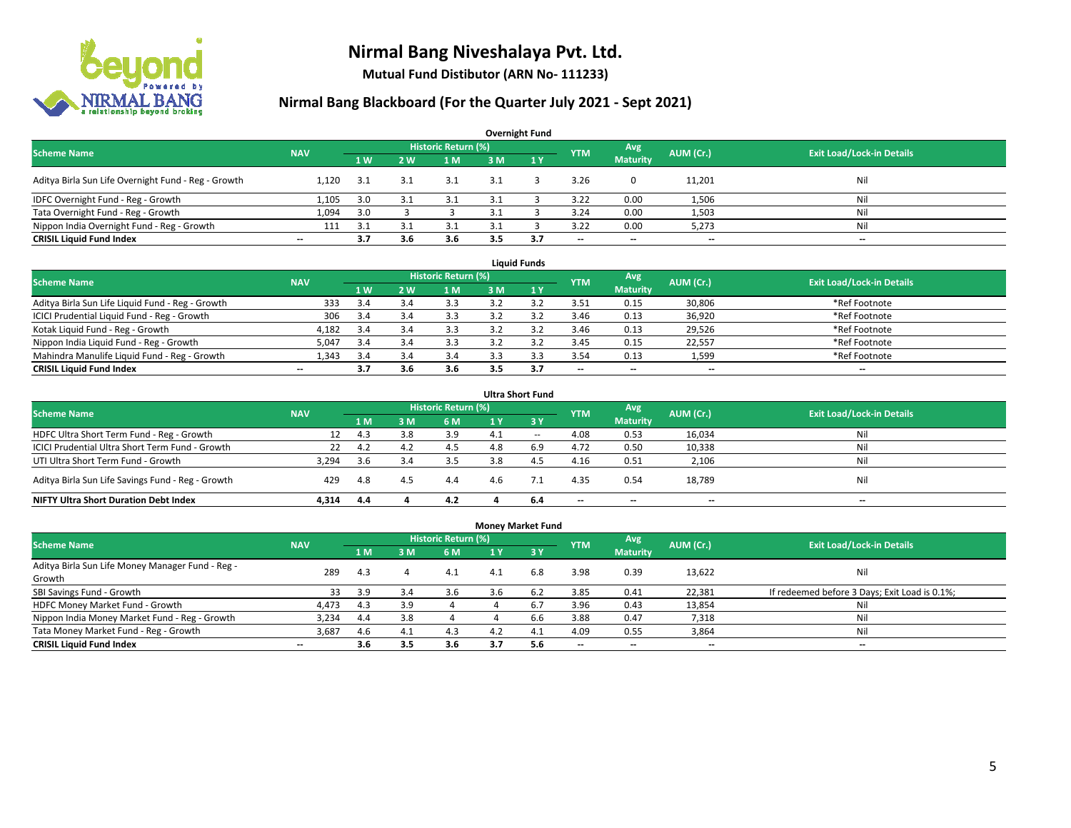# Nirmal Bang Niveshalaya Pvt. Ltd.

**Mutual Fund Distibutor (ARN No- 111233)**

## Nirmal Bang Blackboard (For the Quarter July 2021 - Sept 2021)

### Overnight Fund

| Scheme Name | NAV | Historic Return (%) | | | | | YTM | Avg Maturity | AUM (Cr.) | Exit Load/Lock-in Details |
|---|---|---|---|---|---|---|---|---|---|---|
| | | 1 W | 2 W | 1 M | 3 M | 1 Y | | | | |
| Aditya Birla Sun Life Overnight Fund - Reg - Growth | 1,120 | 3.1 | 3.1 | 3.1 | 3.1 | 3 | 3.26 | 0 | 11,201 | Nil |
| IDFC Overnight Fund - Reg - Growth | 1,105 | 3.0 | 3.1 | 3.1 | 3.1 | 3 | 3.22 | 0.00 | 1,506 | Nil |
| Tata Overnight Fund - Reg - Growth | 1,094 | 3.0 | 3 | 3 | 3.1 | 3 | 3.24 | 0.00 | 1,503 | Nil |
| Nippon India Overnight Fund - Reg - Growth | 111 | 3.1 | 3.1 | 3.1 | 3.1 | 3 | 3.22 | 0.00 | 5,273 | Nil |
| **CRISIL Liquid Fund Index** | -- | **3.7** | **3.6** | **3.6** | **3.5** | **3.7** | -- | -- | -- | -- |

### Liquid Funds

| Scheme Name | NAV | Historic Return (%) | | | | | YTM | Avg Maturity | AUM (Cr.) | Exit Load/Lock-in Details |
|---|---|---|---|---|---|---|---|---|---|---|
| | | 1 W | 2 W | 1 M | 3 M | 1 Y | | | | |
| Aditya Birla Sun Life Liquid Fund - Reg - Growth | 333 | 3.4 | 3.4 | 3.3 | 3.2 | 3.2 | 3.51 | 0.15 | 30,806 | *Ref Footnote |
| ICICI Prudential Liquid Fund - Reg - Growth | 306 | 3.4 | 3.4 | 3.3 | 3.2 | 3.2 | 3.46 | 0.13 | 36,920 | *Ref Footnote |
| Kotak Liquid Fund - Reg - Growth | 4,182 | 3.4 | 3.4 | 3.3 | 3.2 | 3.2 | 3.46 | 0.13 | 29,526 | *Ref Footnote |
| Nippon India Liquid Fund - Reg - Growth | 5,047 | 3.4 | 3.4 | 3.3 | 3.2 | 3.2 | 3.45 | 0.15 | 22,557 | *Ref Footnote |
| Mahindra Manulife Liquid Fund - Reg - Growth | 1,343 | 3.4 | 3.4 | 3.4 | 3.3 | 3.3 | 3.54 | 0.13 | 1,599 | *Ref Footnote |
| **CRISIL Liquid Fund Index** | -- | **3.7** | **3.6** | **3.6** | **3.5** | **3.7** | -- | -- | -- | -- |

### Ultra Short Fund

| Scheme Name | NAV | Historic Return (%) | | | | | YTM | Avg Maturity | AUM (Cr.) | Exit Load/Lock-in Details |
|---|---|---|---|---|---|---|---|---|---|---|
| | | 1 M | 3 M | 6 M | 1 Y | 3 Y | | | | |
| HDFC Ultra Short Term Fund - Reg - Growth | 12 | 4.3 | 3.8 | 3.9 | 4.1 | -- | 4.08 | 0.53 | 16,034 | Nil |
| ICICI Prudential Ultra Short Term Fund - Growth | 22 | 4.2 | 4.2 | 4.5 | 4.8 | 6.9 | 4.72 | 0.50 | 10,338 | Nil |
| UTI Ultra Short Term Fund - Growth | 3,294 | 3.6 | 3.4 | 3.5 | 3.8 | 4.5 | 4.16 | 0.51 | 2,106 | Nil |
| Aditya Birla Sun Life Savings Fund - Reg - Growth | 429 | 4.8 | 4.5 | 4.4 | 4.6 | 7.1 | 4.35 | 0.54 | 18,789 | Nil |
| **NIFTY Ultra Short Duration Debt Index** | **4,314** | **4.4** | **4** | **4.2** | **4** | **6.4** | -- | -- | -- | -- |

### Money Market Fund

| Scheme Name | NAV | Historic Return (%) | | | | | YTM | Avg Maturity | AUM (Cr.) | Exit Load/Lock-in Details |
|---|---|---|---|---|---|---|---|---|---|---|
| | | 1 M | 3 M | 6 M | 1 Y | 3 Y | | | | |
| Aditya Birla Sun Life Money Manager Fund - Reg - Growth | 289 | 4.3 | 4 | 4.1 | 4.1 | 6.8 | 3.98 | 0.39 | 13,622 | Nil |
| SBI Savings Fund - Growth | 33 | 3.9 | 3.4 | 3.6 | 3.6 | 6.2 | 3.85 | 0.41 | 22,381 | If redeemed before 3 Days; Exit Load is 0.1%; |
| HDFC Money Market Fund - Growth | 4,473 | 4.3 | 3.9 | 4 | 4 | 6.7 | 3.96 | 0.43 | 13,854 | Nil |
| Nippon India Money Market Fund - Reg - Growth | 3,234 | 4.4 | 3.8 | 4 | 4 | 6.6 | 3.88 | 0.47 | 7,318 | Nil |
| Tata Money Market Fund - Reg - Growth | 3,687 | 4.6 | 4.1 | 4.3 | 4.2 | 4.1 | 4.09 | 0.55 | 3,864 | Nil |
| **CRISIL Liquid Fund Index** | -- | **3.6** | **3.5** | **3.6** | **3.7** | **5.6** | -- | -- | -- | -- |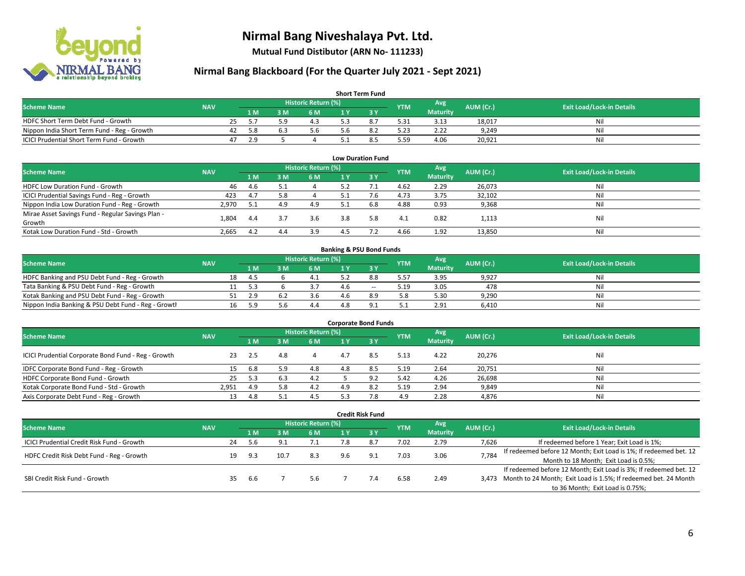# Nirmal Bang Niveshalaya Pvt. Ltd.

**Mutual Fund Distibutor (ARN No- 111233)**

## Nirmal Bang Blackboard (For the Quarter July 2021 - Sept 2021)

### Short Term Fund

| Scheme Name | NAV | Historic Return (%) | | | | | YTM | Avg Maturity | AUM (Cr.) | Exit Load/Lock-in Details |
|---|---|---|---|---|---|---|---|---|---|---|
| | | 1 M | 3 M | 6 M | 1 Y | 3 Y | | | | |
| HDFC Short Term Debt Fund - Growth | 25 | 5.7 | 5.9 | 4.3 | 5.3 | 8.7 | 5.31 | 3.13 | 18,017 | Nil |
| Nippon India Short Term Fund - Reg - Growth | 42 | 5.8 | 6.3 | 5.6 | 5.6 | 8.2 | 5.23 | 2.22 | 9,249 | Nil |
| ICICI Prudential Short Term Fund - Growth | 47 | 2.9 | 5 | 4 | 5.1 | 8.5 | 5.59 | 4.06 | 20,921 | Nil |

### Low Duration Fund

| Scheme Name | NAV | Historic Return (%) | | | | | YTM | Avg Maturity | AUM (Cr.) | Exit Load/Lock-in Details |
|---|---|---|---|---|---|---|---|---|---|---|
| | | 1 M | 3 M | 6 M | 1 Y | 3 Y | | | | |
| HDFC Low Duration Fund - Growth | 46 | 4.6 | 5.1 | 4 | 5.2 | 7.1 | 4.62 | 2.29 | 26,073 | Nil |
| ICICI Prudential Savings Fund - Reg - Growth | 423 | 4.7 | 5.8 | 4 | 5.1 | 7.6 | 4.73 | 3.75 | 32,102 | Nil |
| Nippon India Low Duration Fund - Reg - Growth | 2,970 | 5.1 | 4.9 | 4.9 | 5.1 | 6.8 | 4.88 | 0.93 | 9,368 | Nil |
| Mirae Asset Savings Fund - Regular Savings Plan - Growth | 1,804 | 4.4 | 3.7 | 3.6 | 3.8 | 5.8 | 4.1 | 0.82 | 1,113 | Nil |
| Kotak Low Duration Fund - Std - Growth | 2,665 | 4.2 | 4.4 | 3.9 | 4.5 | 7.2 | 4.66 | 1.92 | 13,850 | Nil |

### Banking & PSU Bond Funds

| Scheme Name | NAV | Historic Return (%) | | | | | YTM | Avg Maturity | AUM (Cr.) | Exit Load/Lock-in Details |
|---|---|---|---|---|---|---|---|---|---|---|
| | | 1 M | 3 M | 6 M | 1 Y | 3 Y | | | | |
| HDFC Banking and PSU Debt Fund - Reg - Growth | 18 | 4.5 | 6 | 4.1 | 5.2 | 8.8 | 5.57 | 3.95 | 9,927 | Nil |
| Tata Banking & PSU Debt Fund - Reg - Growth | 11 | 5.3 | 6 | 3.7 | 4.6 | -- | 5.19 | 3.05 | 478 | Nil |
| Kotak Banking and PSU Debt Fund - Reg - Growth | 51 | 2.9 | 6.2 | 3.6 | 4.6 | 8.9 | 5.8 | 5.30 | 9,290 | Nil |
| Nippon India Banking & PSU Debt Fund - Reg - Growth | 16 | 5.9 | 5.6 | 4.4 | 4.8 | 9.1 | 5.1 | 2.91 | 6,410 | Nil |

### Corporate Bond Funds

| Scheme Name | NAV | Historic Return (%) | | | | | YTM | Avg Maturity | AUM (Cr.) | Exit Load/Lock-in Details |
|---|---|---|---|---|---|---|---|---|---|---|
| | | 1 M | 3 M | 6 M | 1 Y | 3 Y | | | | |
| ICICI Prudential Corporate Bond Fund - Reg - Growth | 23 | 2.5 | 4.8 | 4 | 4.7 | 8.5 | 5.13 | 4.22 | 20,276 | Nil |
| IDFC Corporate Bond Fund - Reg - Growth | 15 | 6.8 | 5.9 | 4.8 | 4.8 | 8.5 | 5.19 | 2.64 | 20,751 | Nil |
| HDFC Corporate Bond Fund - Growth | 25 | 5.3 | 6.3 | 4.2 | 5 | 9.2 | 5.42 | 4.26 | 26,698 | Nil |
| Kotak Corporate Bond Fund - Std - Growth | 2,951 | 4.9 | 5.8 | 4.2 | 4.9 | 8.2 | 5.19 | 2.94 | 9,849 | Nil |
| Axis Corporate Debt Fund - Reg - Growth | 13 | 4.8 | 5.1 | 4.5 | 5.3 | 7.8 | 4.9 | 2.28 | 4,876 | Nil |

### Credit Risk Fund

| Scheme Name | NAV | Historic Return (%) | | | | | YTM | Avg Maturity | AUM (Cr.) | Exit Load/Lock-in Details |
|---|---|---|---|---|---|---|---|---|---|---|
| | | 1 M | 3 M | 6 M | 1 Y | 3 Y | | | | |
| ICICI Prudential Credit Risk Fund - Growth | 24 | 5.6 | 9.1 | 7.1 | 7.8 | 8.7 | 7.02 | 2.79 | 7,626 | If redeemed before 1 Year; Exit Load is 1%; |
| HDFC Credit Risk Debt Fund - Reg - Growth | 19 | 9.3 | 10.7 | 8.3 | 9.6 | 9.1 | 7.03 | 3.06 | 7,784 | If redeemed before 12 Month; Exit Load is 1%; If redeemed bet. 12 Month to 18 Month; Exit Load is 0.5%; |
| SBI Credit Risk Fund - Growth | 35 | 6.6 | 7 | 5.6 | 7 | 7.4 | 6.58 | 2.49 | 3,473 | If redeemed before 12 Month; Exit Load is 3%; If redeemed bet. 12 Month to 24 Month; Exit Load is 1.5%; If redeemed bet. 24 Month to 36 Month; Exit Load is 0.75%; |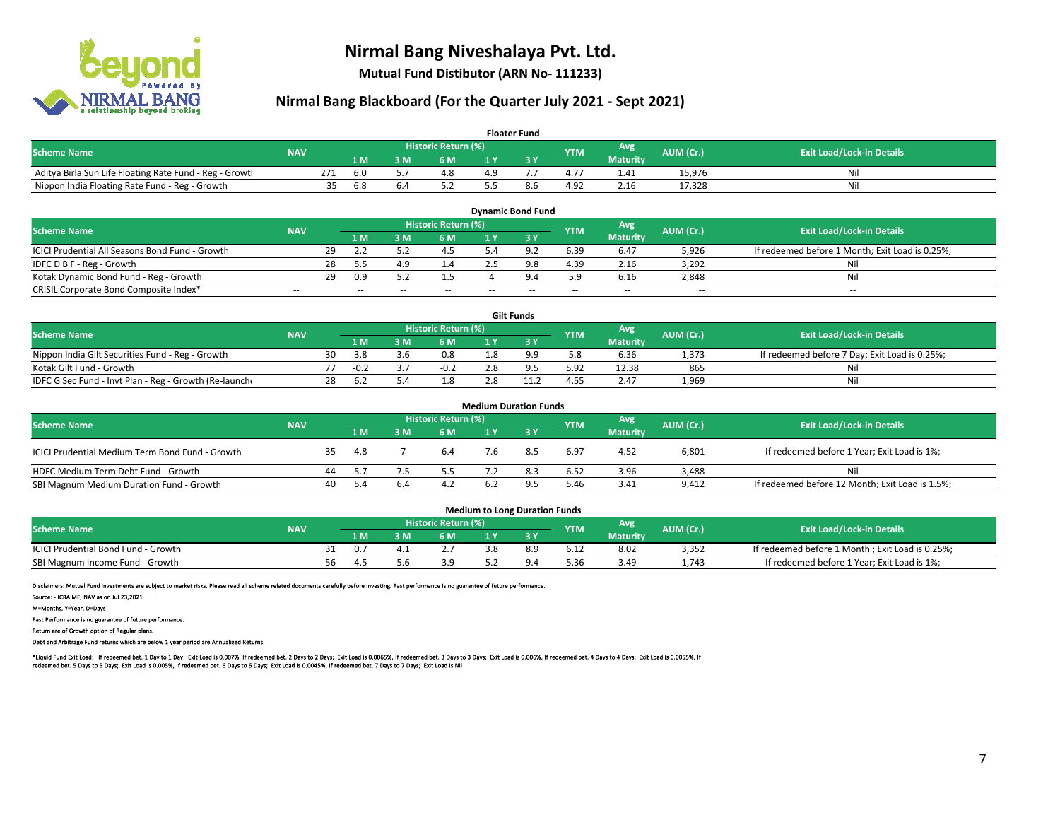# Nirmal Bang Niveshalaya Pvt. Ltd.

**Mutual Fund Distibutor (ARN No- 111233)**

## Nirmal Bang Blackboard (For the Quarter July 2021 - Sept 2021)

### Floater Fund

| Scheme Name | NAV | Historic Return (%) | | | | | YTM | Avg Maturity | AUM (Cr.) | Exit Load/Lock-in Details |
|---|---|---|---|---|---|---|---|---|---|---|
| | | 1 M | 3 M | 6 M | 1 Y | 3 Y | | | | |
| Aditya Birla Sun Life Floating Rate Fund - Reg - Growt | 271 | 6.0 | 5.7 | 4.8 | 4.9 | 7.7 | 4.77 | 1.41 | 15,976 | Nil |
| Nippon India Floating Rate Fund - Reg - Growth | 35 | 6.8 | 6.4 | 5.2 | 5.5 | 8.6 | 4.92 | 2.16 | 17,328 | Nil |

### Dynamic Bond Fund

| Scheme Name | NAV | Historic Return (%) | | | | | YTM | Avg Maturity | AUM (Cr.) | Exit Load/Lock-in Details |
|---|---|---|---|---|---|---|---|---|---|---|
| | | 1 M | 3 M | 6 M | 1 Y | 3 Y | | | | |
| ICICI Prudential All Seasons Bond Fund - Growth | 29 | 2.2 | 5.2 | 4.5 | 5.4 | 9.2 | 6.39 | 6.47 | 5,926 | If redeemed before 1 Month; Exit Load is 0.25%; |
| IDFC D B F - Reg - Growth | 28 | 5.5 | 4.9 | 1.4 | 2.5 | 9.8 | 4.39 | 2.16 | 3,292 | Nil |
| Kotak Dynamic Bond Fund - Reg - Growth | 29 | 0.9 | 5.2 | 1.5 | 4 | 9.4 | 5.9 | 6.16 | 2,848 | Nil |
| CRISIL Corporate Bond Composite Index* | -- | -- | -- | -- | -- | -- | -- | -- | -- | -- |

### Gilt Funds

| Scheme Name | NAV | Historic Return (%) | | | | | YTM | Avg Maturity | AUM (Cr.) | Exit Load/Lock-in Details |
|---|---|---|---|---|---|---|---|---|---|---|
| | | 1 M | 3 M | 6 M | 1 Y | 3 Y | | | | |
| Nippon India Gilt Securities Fund - Reg - Growth | 30 | 3.8 | 3.6 | 0.8 | 1.8 | 9.9 | 5.8 | 6.36 | 1,373 | If redeemed before 7 Day; Exit Load is 0.25%; |
| Kotak Gilt Fund - Growth | 77 | -0.2 | 3.7 | -0.2 | 2.8 | 9.5 | 5.92 | 12.38 | 865 | Nil |
| IDFC G Sec Fund - Invt Plan - Reg - Growth (Re-launch | 28 | 6.2 | 5.4 | 1.8 | 2.8 | 11.2 | 4.55 | 2.47 | 1,969 | Nil |

### Medium Duration Funds

| Scheme Name | NAV | Historic Return (%) | | | | | YTM | Avg Maturity | AUM (Cr.) | Exit Load/Lock-in Details |
|---|---|---|---|---|---|---|---|---|---|---|
| | | 1 M | 3 M | 6 M | 1 Y | 3 Y | | | | |
| ICICI Prudential Medium Term Bond Fund - Growth | 35 | 4.8 | 7 | 6.4 | 7.6 | 8.5 | 6.97 | 4.52 | 6,801 | If redeemed before 1 Year; Exit Load is 1%; |
| HDFC Medium Term Debt Fund - Growth | 44 | 5.7 | 7.5 | 5.5 | 7.2 | 8.3 | 6.52 | 3.96 | 3,488 | Nil |
| SBI Magnum Medium Duration Fund - Growth | 40 | 5.4 | 6.4 | 4.2 | 6.2 | 9.5 | 5.46 | 3.41 | 9,412 | If redeemed before 12 Month; Exit Load is 1.5%; |

### Medium to Long Duration Funds

| Scheme Name | NAV | Historic Return (%) | | | | | YTM | Avg Maturity | AUM (Cr.) | Exit Load/Lock-in Details |
|---|---|---|---|---|---|---|---|---|---|---|
| | | 1 M | 3 M | 6 M | 1 Y | 3 Y | | | | |
| ICICI Prudential Bond Fund - Growth | 31 | 0.7 | 4.1 | 2.7 | 3.8 | 8.9 | 6.12 | 8.02 | 3,352 | If redeemed before 1 Month ; Exit Load is 0.25%; |
| SBI Magnum Income Fund - Growth | 56 | 4.5 | 5.6 | 3.9 | 5.2 | 9.4 | 5.36 | 3.49 | 1,743 | If redeemed before 1 Year; Exit Load is 1%; |

Disclaimers: Mutual Fund Investments are subject to market risks. Please read all scheme related documents carefully before investing. Past performance is no guarantee of future performance.

Source: - ICRA MF, NAV as on Jul 23,2021

M=Months, Y=Year, D=Days

Past Performance is no guarantee of future performance.

Return are of Growth option of Regular plans.

Debt and Arbitrage Fund returns which are below 1 year period are Annualized Returns.

*Liquid Fund Exit Load: If redeemed bet. 1 Day to 1 Day; Exit Load is 0.007%, If redeemed bet. 2 Days to 2 Days; Exit Load is 0.0065%, If redeemed bet. 3 Days to 3 Days; Exit Load is 0.006%, If redeemed bet. 4 Days to 4 Days; Exit Load is 0.0055%, If redeemed bet. 5 Days to 5 Days; Exit Load is 0.005%, If redeemed bet. 6 Days to 6 Days; Exit Load is 0.0045%, If redeemed bet. 7 Days to 7 Days; Exit Load is Nil